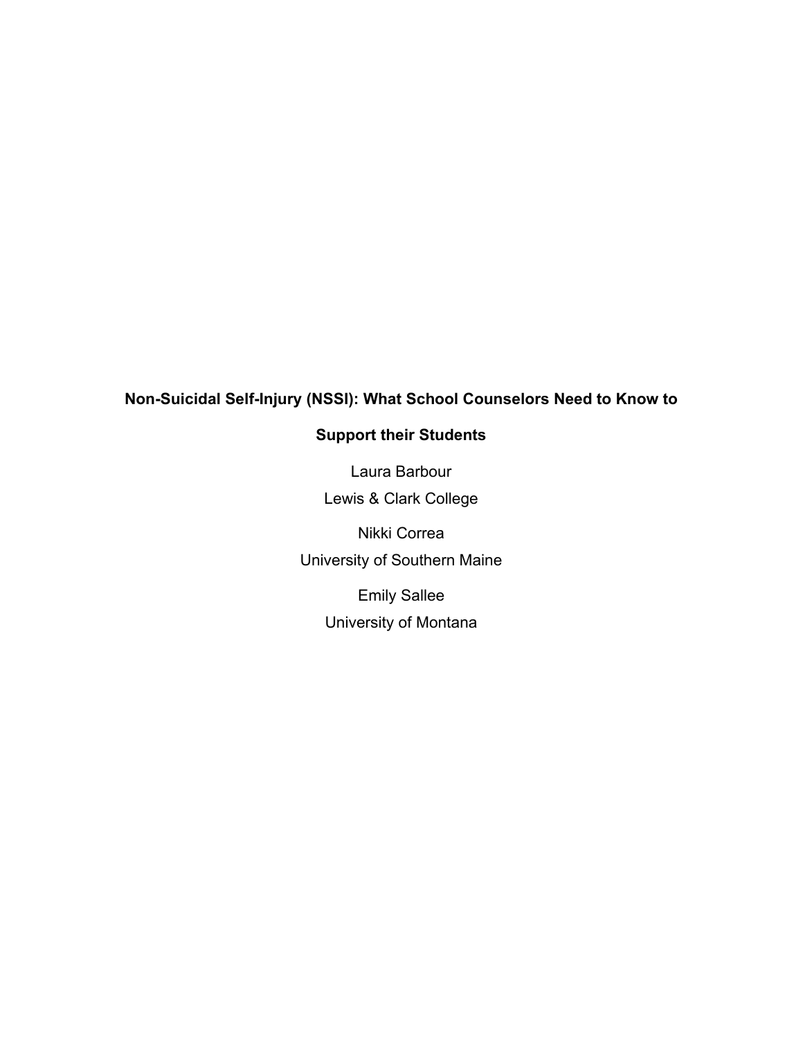# Non-Suicidal Self-Injury (NSSI): What School Counselors Need to Know to Support their Students

Laura Barbour
Lewis & Clark College

Nikki Correa
University of Southern Maine

Emily Sallee
University of Montana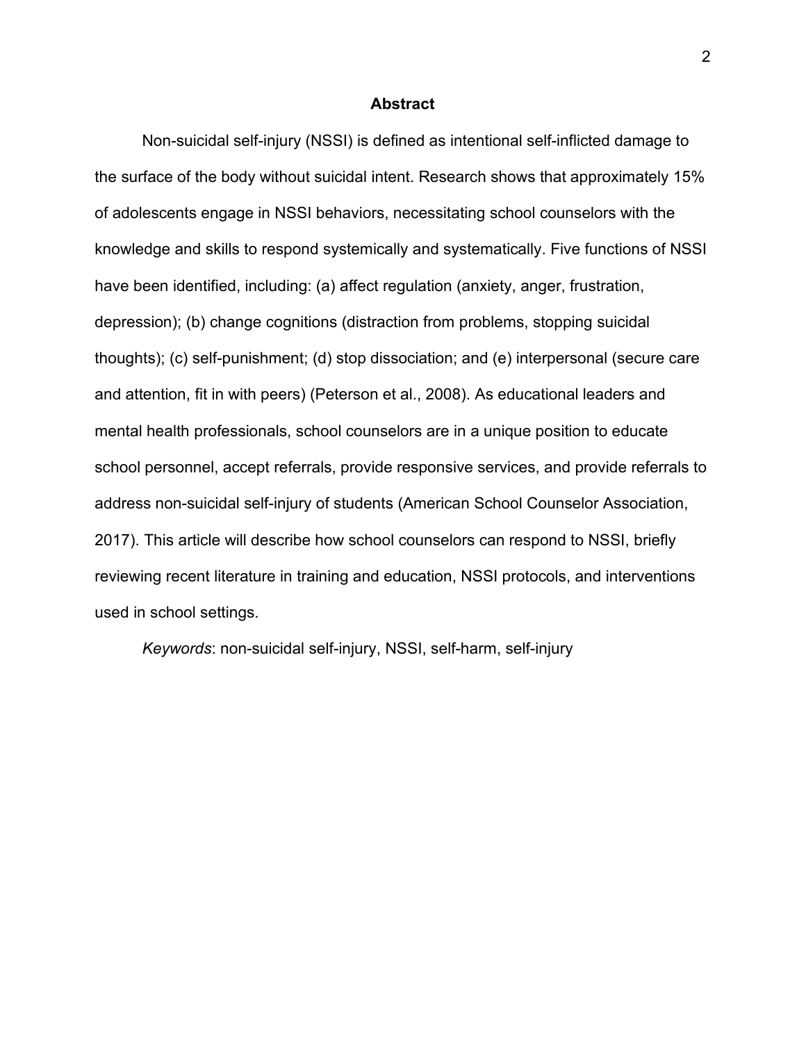## Abstract

Non-suicidal self-injury (NSSI) is defined as intentional self-inflicted damage to the surface of the body without suicidal intent. Research shows that approximately 15% of adolescents engage in NSSI behaviors, necessitating school counselors with the knowledge and skills to respond systemically and systematically. Five functions of NSSI have been identified, including: (a) affect regulation (anxiety, anger, frustration, depression); (b) change cognitions (distraction from problems, stopping suicidal thoughts); (c) self-punishment; (d) stop dissociation; and (e) interpersonal (secure care and attention, fit in with peers) (Peterson et al., 2008). As educational leaders and mental health professionals, school counselors are in a unique position to educate school personnel, accept referrals, provide responsive services, and provide referrals to address non-suicidal self-injury of students (American School Counselor Association, 2017). This article will describe how school counselors can respond to NSSI, briefly reviewing recent literature in training and education, NSSI protocols, and interventions used in school settings.

*Keywords*: non-suicidal self-injury, NSSI, self-harm, self-injury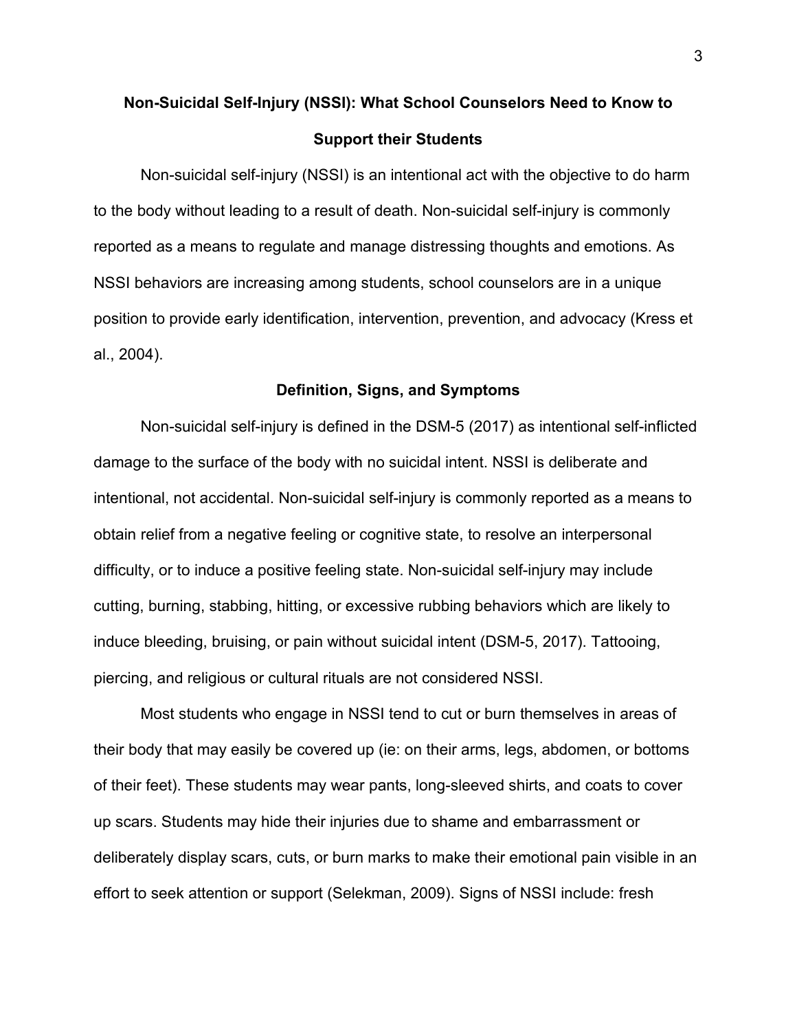# Non-Suicidal Self-Injury (NSSI): What School Counselors Need to Know to Support their Students

Non-suicidal self-injury (NSSI) is an intentional act with the objective to do harm to the body without leading to a result of death. Non-suicidal self-injury is commonly reported as a means to regulate and manage distressing thoughts and emotions. As NSSI behaviors are increasing among students, school counselors are in a unique position to provide early identification, intervention, prevention, and advocacy (Kress et al., 2004).

## Definition, Signs, and Symptoms

Non-suicidal self-injury is defined in the DSM-5 (2017) as intentional self-inflicted damage to the surface of the body with no suicidal intent. NSSI is deliberate and intentional, not accidental. Non-suicidal self-injury is commonly reported as a means to obtain relief from a negative feeling or cognitive state, to resolve an interpersonal difficulty, or to induce a positive feeling state. Non-suicidal self-injury may include cutting, burning, stabbing, hitting, or excessive rubbing behaviors which are likely to induce bleeding, bruising, or pain without suicidal intent (DSM-5, 2017). Tattooing, piercing, and religious or cultural rituals are not considered NSSI.

Most students who engage in NSSI tend to cut or burn themselves in areas of their body that may easily be covered up (ie: on their arms, legs, abdomen, or bottoms of their feet). These students may wear pants, long-sleeved shirts, and coats to cover up scars. Students may hide their injuries due to shame and embarrassment or deliberately display scars, cuts, or burn marks to make their emotional pain visible in an effort to seek attention or support (Selekman, 2009). Signs of NSSI include: fresh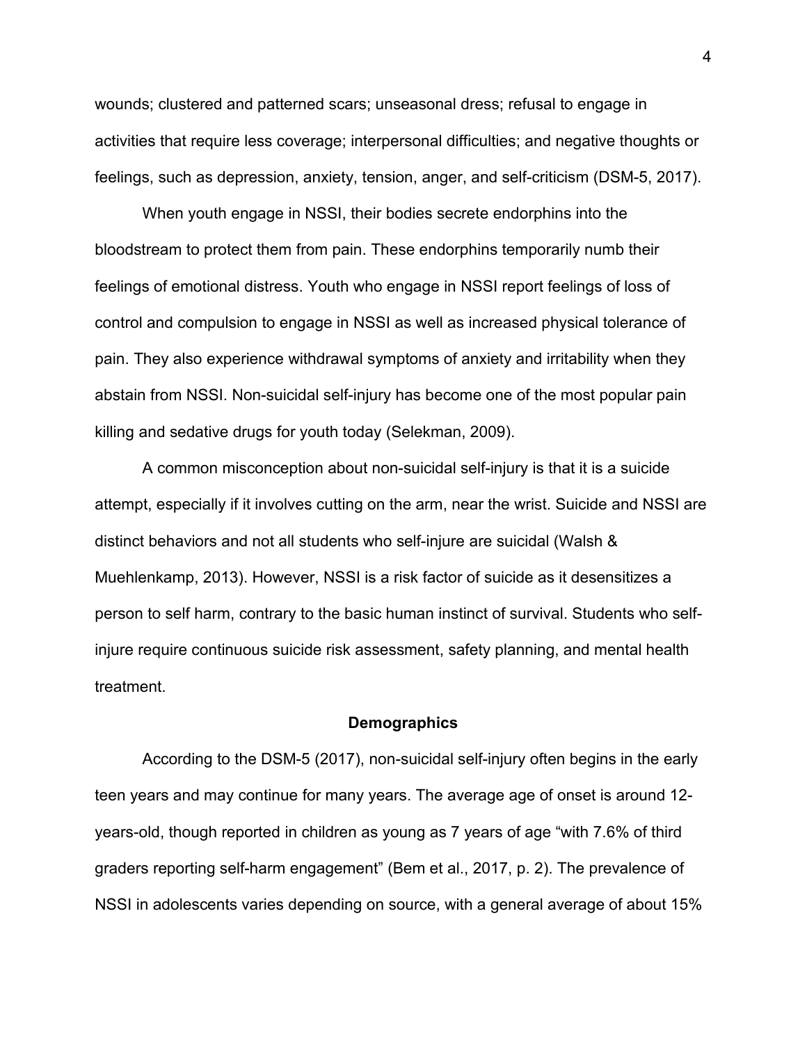wounds; clustered and patterned scars; unseasonal dress; refusal to engage in activities that require less coverage; interpersonal difficulties; and negative thoughts or feelings, such as depression, anxiety, tension, anger, and self-criticism (DSM-5, 2017).

When youth engage in NSSI, their bodies secrete endorphins into the bloodstream to protect them from pain. These endorphins temporarily numb their feelings of emotional distress. Youth who engage in NSSI report feelings of loss of control and compulsion to engage in NSSI as well as increased physical tolerance of pain. They also experience withdrawal symptoms of anxiety and irritability when they abstain from NSSI. Non-suicidal self-injury has become one of the most popular pain killing and sedative drugs for youth today (Selekman, 2009).

A common misconception about non-suicidal self-injury is that it is a suicide attempt, especially if it involves cutting on the arm, near the wrist. Suicide and NSSI are distinct behaviors and not all students who self-injure are suicidal (Walsh & Muehlenkamp, 2013). However, NSSI is a risk factor of suicide as it desensitizes a person to self harm, contrary to the basic human instinct of survival. Students who self-injure require continuous suicide risk assessment, safety planning, and mental health treatment.

## Demographics

According to the DSM-5 (2017), non-suicidal self-injury often begins in the early teen years and may continue for many years. The average age of onset is around 12-years-old, though reported in children as young as 7 years of age "with 7.6% of third graders reporting self-harm engagement" (Bem et al., 2017, p. 2). The prevalence of NSSI in adolescents varies depending on source, with a general average of about 15%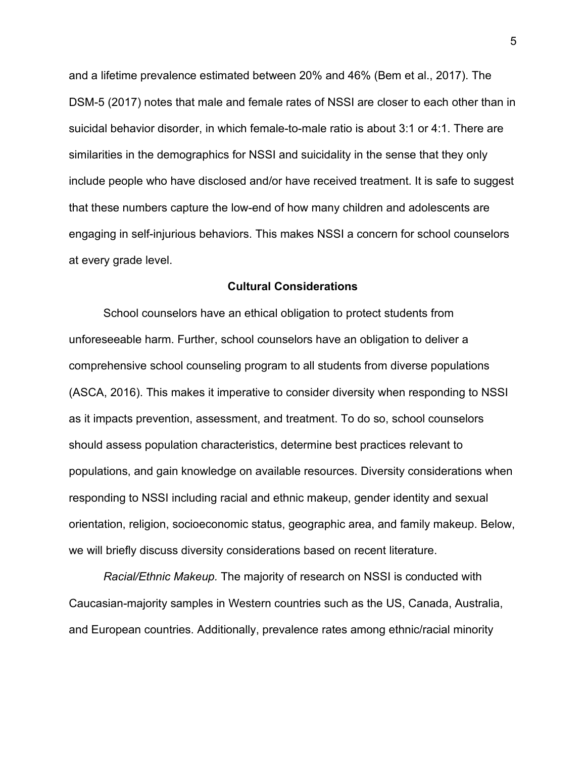and a lifetime prevalence estimated between 20% and 46% (Bem et al., 2017). The DSM-5 (2017) notes that male and female rates of NSSI are closer to each other than in suicidal behavior disorder, in which female-to-male ratio is about 3:1 or 4:1. There are similarities in the demographics for NSSI and suicidality in the sense that they only include people who have disclosed and/or have received treatment. It is safe to suggest that these numbers capture the low-end of how many children and adolescents are engaging in self-injurious behaviors. This makes NSSI a concern for school counselors at every grade level.

## Cultural Considerations

School counselors have an ethical obligation to protect students from unforeseeable harm. Further, school counselors have an obligation to deliver a comprehensive school counseling program to all students from diverse populations (ASCA, 2016). This makes it imperative to consider diversity when responding to NSSI as it impacts prevention, assessment, and treatment. To do so, school counselors should assess population characteristics, determine best practices relevant to populations, and gain knowledge on available resources. Diversity considerations when responding to NSSI including racial and ethnic makeup, gender identity and sexual orientation, religion, socioeconomic status, geographic area, and family makeup. Below, we will briefly discuss diversity considerations based on recent literature.

*Racial/Ethnic Makeup.* The majority of research on NSSI is conducted with Caucasian-majority samples in Western countries such as the US, Canada, Australia, and European countries. Additionally, prevalence rates among ethnic/racial minority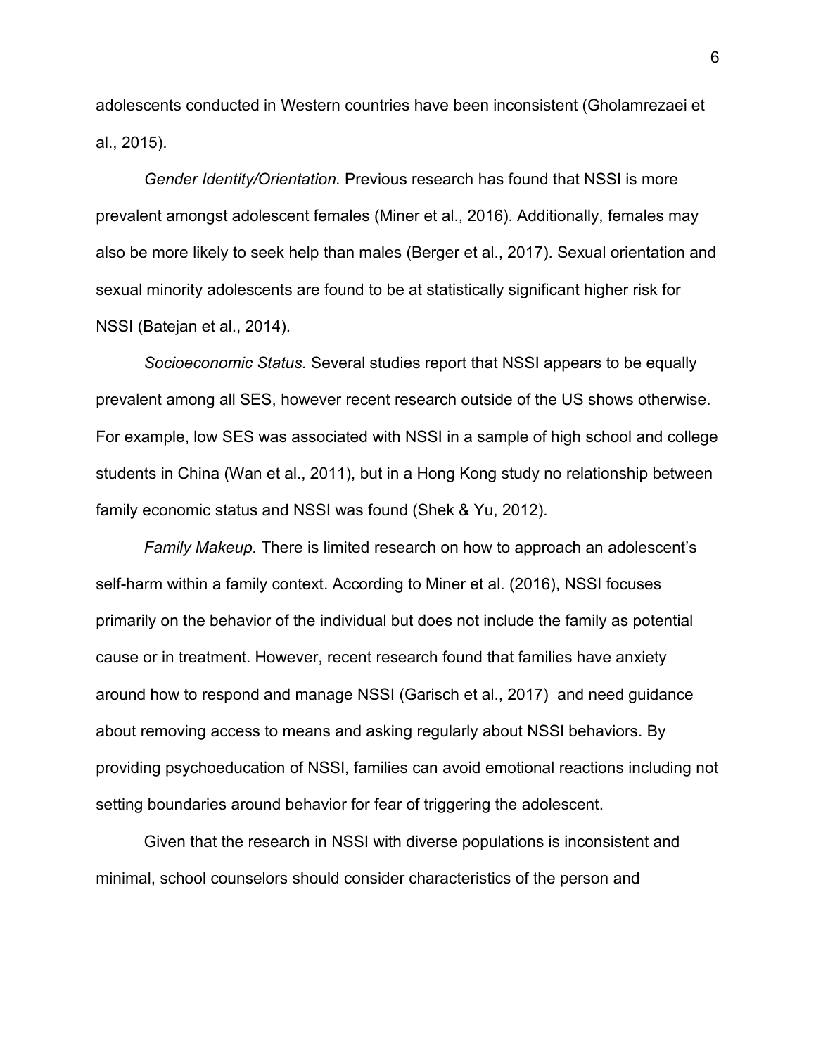adolescents conducted in Western countries have been inconsistent (Gholamrezaei et al., 2015).

*Gender Identity/Orientation.* Previous research has found that NSSI is more prevalent amongst adolescent females (Miner et al., 2016). Additionally, females may also be more likely to seek help than males (Berger et al., 2017). Sexual orientation and sexual minority adolescents are found to be at statistically significant higher risk for NSSI (Batejan et al., 2014).

*Socioeconomic Status.* Several studies report that NSSI appears to be equally prevalent among all SES, however recent research outside of the US shows otherwise. For example, low SES was associated with NSSI in a sample of high school and college students in China (Wan et al., 2011), but in a Hong Kong study no relationship between family economic status and NSSI was found (Shek & Yu, 2012).

*Family Makeup.* There is limited research on how to approach an adolescent's self-harm within a family context. According to Miner et al. (2016), NSSI focuses primarily on the behavior of the individual but does not include the family as potential cause or in treatment. However, recent research found that families have anxiety around how to respond and manage NSSI (Garisch et al., 2017) and need guidance about removing access to means and asking regularly about NSSI behaviors. By providing psychoeducation of NSSI, families can avoid emotional reactions including not setting boundaries around behavior for fear of triggering the adolescent.

Given that the research in NSSI with diverse populations is inconsistent and minimal, school counselors should consider characteristics of the person and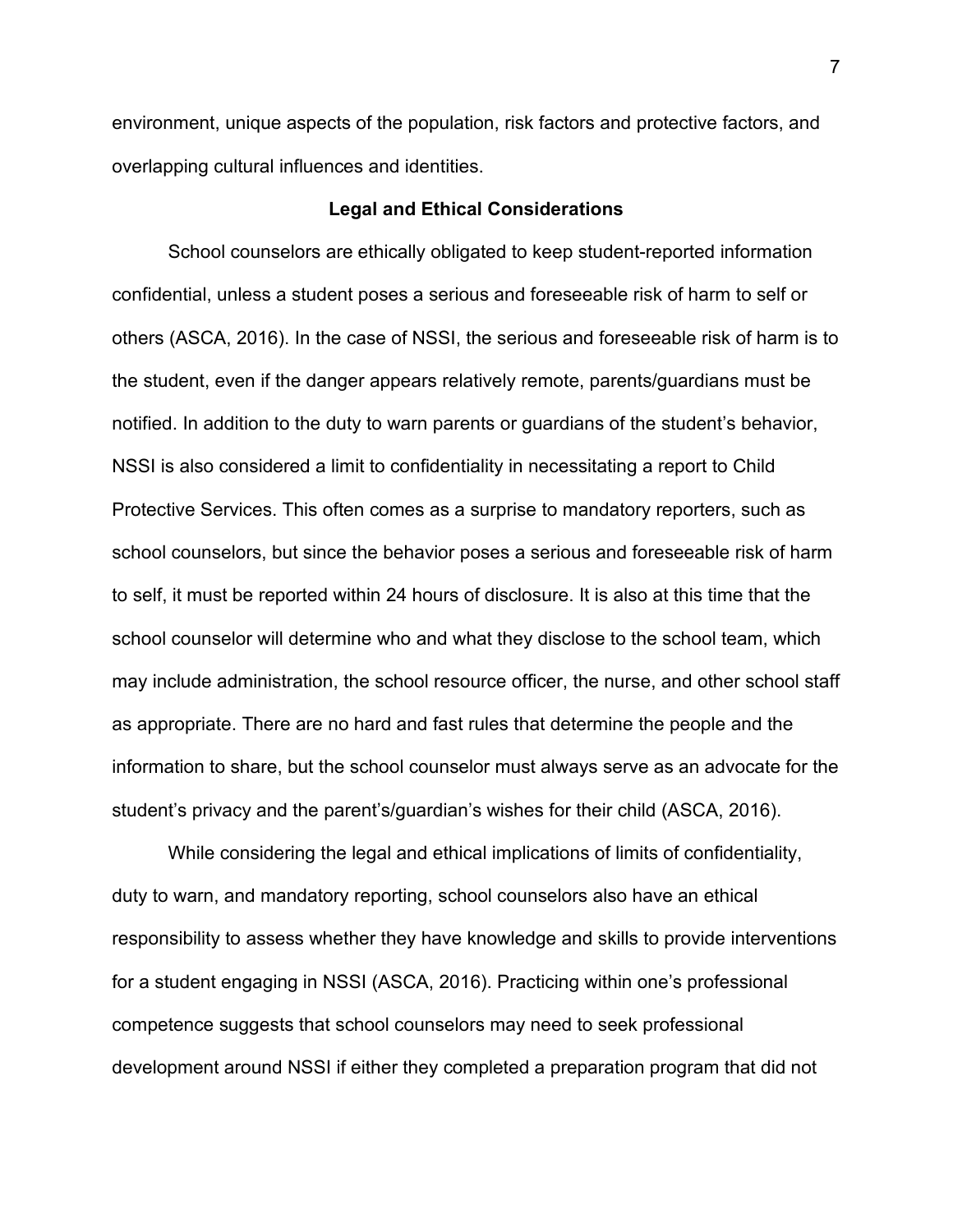environment, unique aspects of the population, risk factors and protective factors, and overlapping cultural influences and identities.

## Legal and Ethical Considerations

School counselors are ethically obligated to keep student-reported information confidential, unless a student poses a serious and foreseeable risk of harm to self or others (ASCA, 2016). In the case of NSSI, the serious and foreseeable risk of harm is to the student, even if the danger appears relatively remote, parents/guardians must be notified. In addition to the duty to warn parents or guardians of the student's behavior, NSSI is also considered a limit to confidentiality in necessitating a report to Child Protective Services. This often comes as a surprise to mandatory reporters, such as school counselors, but since the behavior poses a serious and foreseeable risk of harm to self, it must be reported within 24 hours of disclosure. It is also at this time that the school counselor will determine who and what they disclose to the school team, which may include administration, the school resource officer, the nurse, and other school staff as appropriate. There are no hard and fast rules that determine the people and the information to share, but the school counselor must always serve as an advocate for the student's privacy and the parent's/guardian's wishes for their child (ASCA, 2016).

While considering the legal and ethical implications of limits of confidentiality, duty to warn, and mandatory reporting, school counselors also have an ethical responsibility to assess whether they have knowledge and skills to provide interventions for a student engaging in NSSI (ASCA, 2016). Practicing within one's professional competence suggests that school counselors may need to seek professional development around NSSI if either they completed a preparation program that did not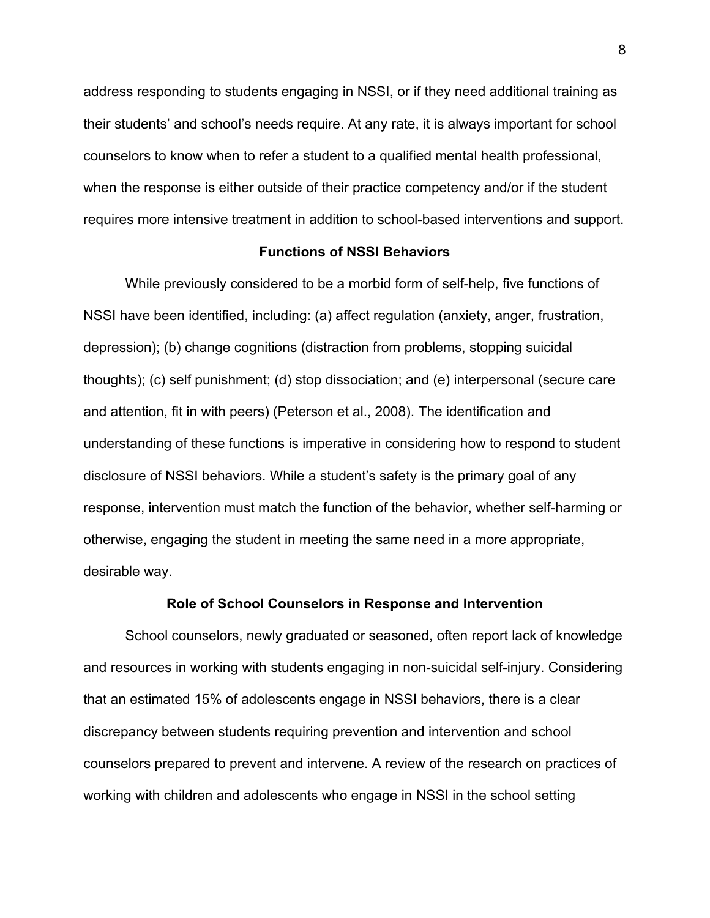address responding to students engaging in NSSI, or if they need additional training as their students' and school's needs require. At any rate, it is always important for school counselors to know when to refer a student to a qualified mental health professional, when the response is either outside of their practice competency and/or if the student requires more intensive treatment in addition to school-based interventions and support.

## Functions of NSSI Behaviors

While previously considered to be a morbid form of self-help, five functions of NSSI have been identified, including: (a) affect regulation (anxiety, anger, frustration, depression); (b) change cognitions (distraction from problems, stopping suicidal thoughts); (c) self punishment; (d) stop dissociation; and (e) interpersonal (secure care and attention, fit in with peers) (Peterson et al., 2008). The identification and understanding of these functions is imperative in considering how to respond to student disclosure of NSSI behaviors. While a student's safety is the primary goal of any response, intervention must match the function of the behavior, whether self-harming or otherwise, engaging the student in meeting the same need in a more appropriate, desirable way.

## Role of School Counselors in Response and Intervention

School counselors, newly graduated or seasoned, often report lack of knowledge and resources in working with students engaging in non-suicidal self-injury. Considering that an estimated 15% of adolescents engage in NSSI behaviors, there is a clear discrepancy between students requiring prevention and intervention and school counselors prepared to prevent and intervene. A review of the research on practices of working with children and adolescents who engage in NSSI in the school setting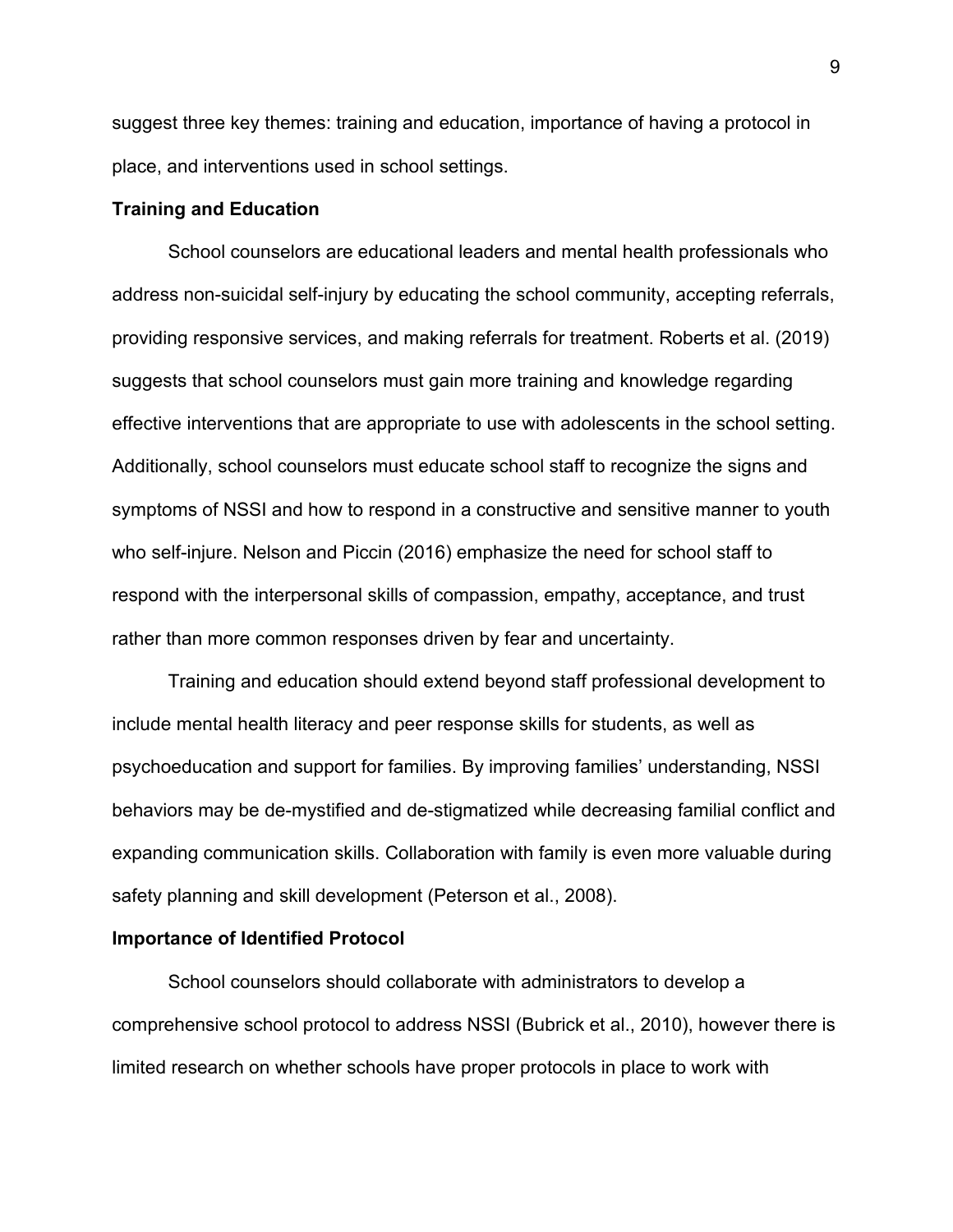suggest three key themes: training and education, importance of having a protocol in place, and interventions used in school settings.

## Training and Education

School counselors are educational leaders and mental health professionals who address non-suicidal self-injury by educating the school community, accepting referrals, providing responsive services, and making referrals for treatment. Roberts et al. (2019) suggests that school counselors must gain more training and knowledge regarding effective interventions that are appropriate to use with adolescents in the school setting. Additionally, school counselors must educate school staff to recognize the signs and symptoms of NSSI and how to respond in a constructive and sensitive manner to youth who self-injure. Nelson and Piccin (2016) emphasize the need for school staff to respond with the interpersonal skills of compassion, empathy, acceptance, and trust rather than more common responses driven by fear and uncertainty.

Training and education should extend beyond staff professional development to include mental health literacy and peer response skills for students, as well as psychoeducation and support for families. By improving families' understanding, NSSI behaviors may be de-mystified and de-stigmatized while decreasing familial conflict and expanding communication skills. Collaboration with family is even more valuable during safety planning and skill development (Peterson et al., 2008).

## Importance of Identified Protocol

School counselors should collaborate with administrators to develop a comprehensive school protocol to address NSSI (Bubrick et al., 2010), however there is limited research on whether schools have proper protocols in place to work with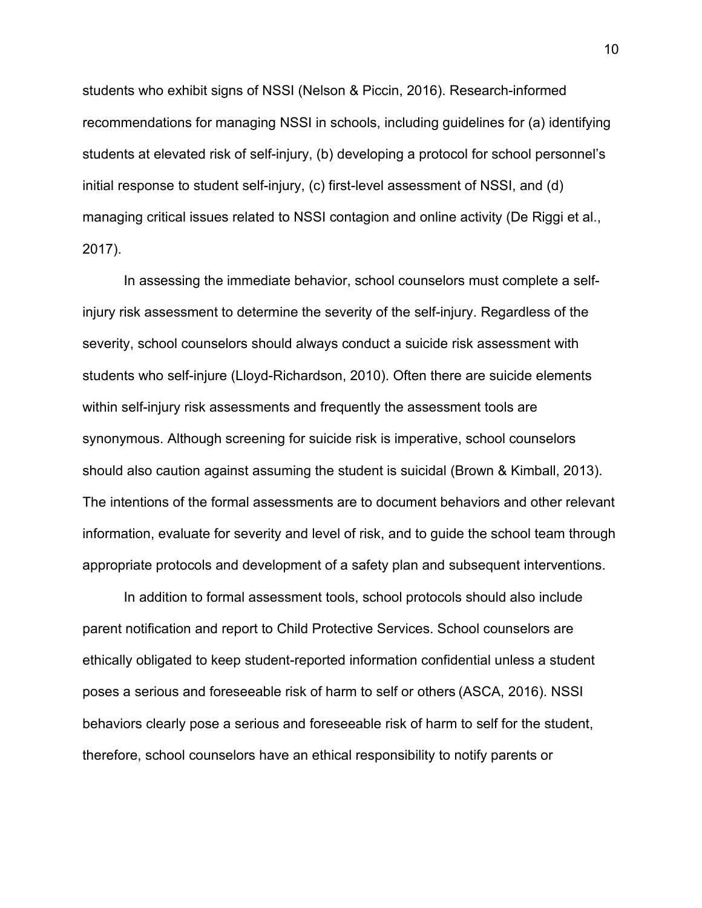students who exhibit signs of NSSI (Nelson & Piccin, 2016). Research-informed recommendations for managing NSSI in schools, including guidelines for (a) identifying students at elevated risk of self-injury, (b) developing a protocol for school personnel's initial response to student self-injury, (c) first-level assessment of NSSI, and (d) managing critical issues related to NSSI contagion and online activity (De Riggi et al., 2017).

In assessing the immediate behavior, school counselors must complete a self-injury risk assessment to determine the severity of the self-injury. Regardless of the severity, school counselors should always conduct a suicide risk assessment with students who self-injure (Lloyd-Richardson, 2010). Often there are suicide elements within self-injury risk assessments and frequently the assessment tools are synonymous. Although screening for suicide risk is imperative, school counselors should also caution against assuming the student is suicidal (Brown & Kimball, 2013). The intentions of the formal assessments are to document behaviors and other relevant information, evaluate for severity and level of risk, and to guide the school team through appropriate protocols and development of a safety plan and subsequent interventions.

In addition to formal assessment tools, school protocols should also include parent notification and report to Child Protective Services. School counselors are ethically obligated to keep student-reported information confidential unless a student poses a serious and foreseeable risk of harm to self or others (ASCA, 2016). NSSI behaviors clearly pose a serious and foreseeable risk of harm to self for the student, therefore, school counselors have an ethical responsibility to notify parents or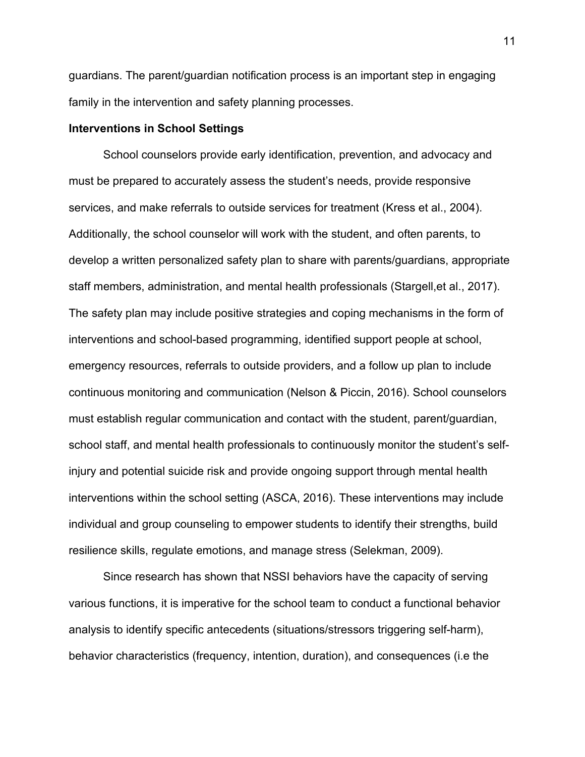guardians. The parent/guardian notification process is an important step in engaging family in the intervention and safety planning processes.

**Interventions in School Settings**

School counselors provide early identification, prevention, and advocacy and must be prepared to accurately assess the student's needs, provide responsive services, and make referrals to outside services for treatment (Kress et al., 2004). Additionally, the school counselor will work with the student, and often parents, to develop a written personalized safety plan to share with parents/guardians, appropriate staff members, administration, and mental health professionals (Stargell,et al., 2017). The safety plan may include positive strategies and coping mechanisms in the form of interventions and school-based programming, identified support people at school, emergency resources, referrals to outside providers, and a follow up plan to include continuous monitoring and communication (Nelson & Piccin, 2016). School counselors must establish regular communication and contact with the student, parent/guardian, school staff, and mental health professionals to continuously monitor the student's self-injury and potential suicide risk and provide ongoing support through mental health interventions within the school setting (ASCA, 2016). These interventions may include individual and group counseling to empower students to identify their strengths, build resilience skills, regulate emotions, and manage stress (Selekman, 2009).

Since research has shown that NSSI behaviors have the capacity of serving various functions, it is imperative for the school team to conduct a functional behavior analysis to identify specific antecedents (situations/stressors triggering self-harm), behavior characteristics (frequency, intention, duration), and consequences (i.e the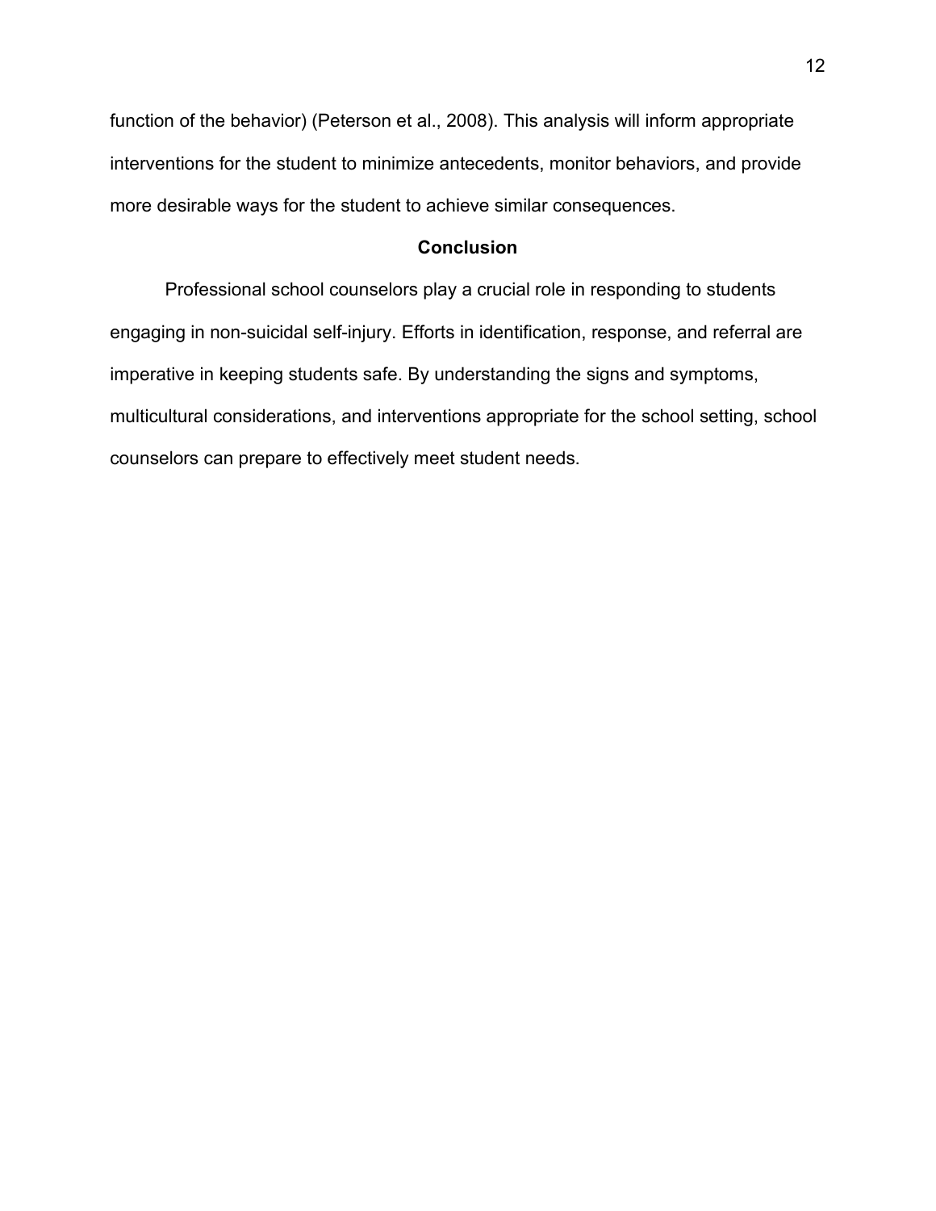function of the behavior) (Peterson et al., 2008). This analysis will inform appropriate interventions for the student to minimize antecedents, monitor behaviors, and provide more desirable ways for the student to achieve similar consequences.

## Conclusion

Professional school counselors play a crucial role in responding to students engaging in non-suicidal self-injury. Efforts in identification, response, and referral are imperative in keeping students safe. By understanding the signs and symptoms, multicultural considerations, and interventions appropriate for the school setting, school counselors can prepare to effectively meet student needs.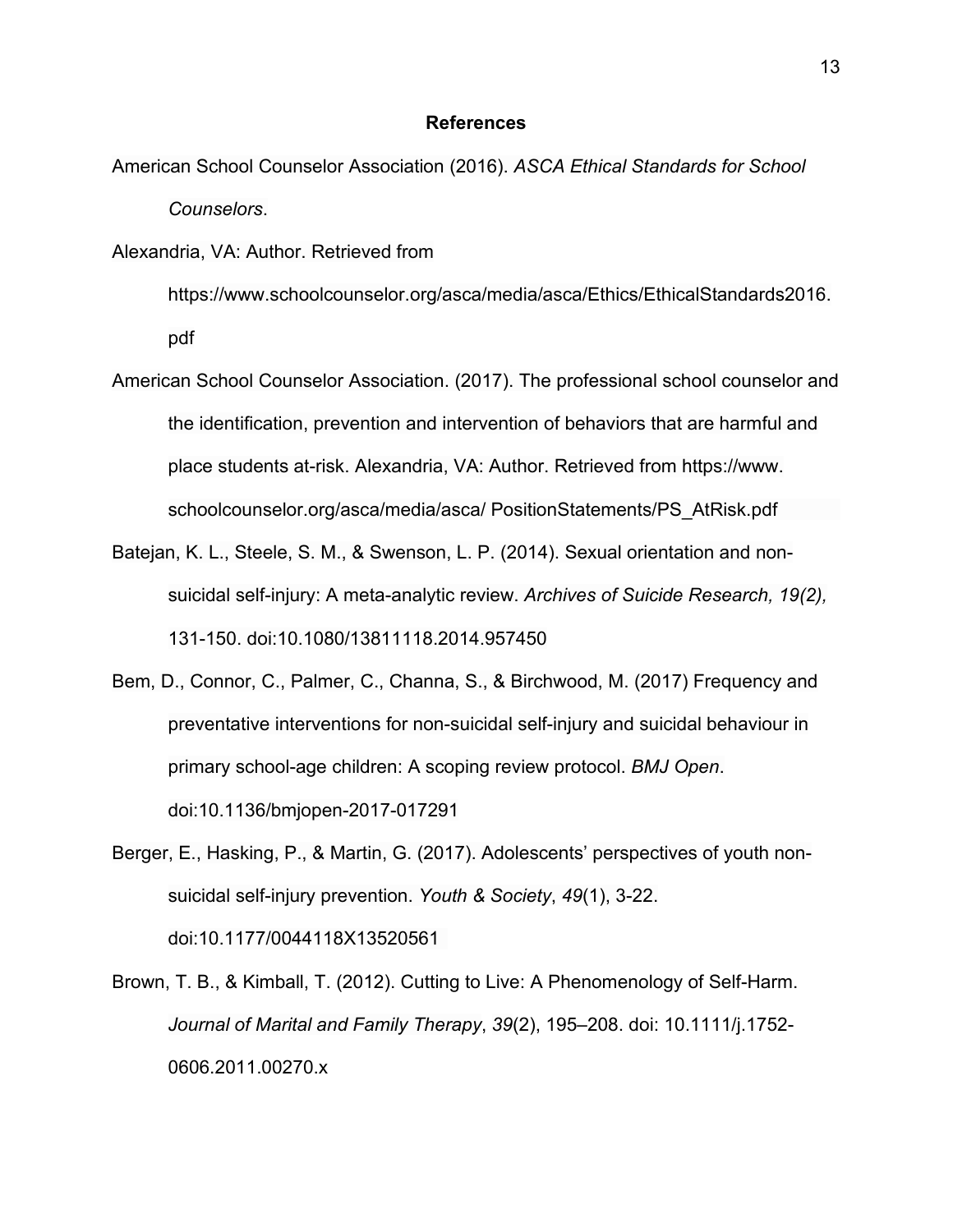# References

American School Counselor Association (2016). *ASCA Ethical Standards for School Counselors*.

Alexandria, VA: Author. Retrieved from https://www.schoolcounselor.org/asca/media/asca/Ethics/EthicalStandards2016.pdf

American School Counselor Association. (2017). The professional school counselor and the identification, prevention and intervention of behaviors that are harmful and place students at-risk. Alexandria, VA: Author. Retrieved from https://www. schoolcounselor.org/asca/media/asca/ PositionStatements/PS_AtRisk.pdf

Batejan, K. L., Steele, S. M., & Swenson, L. P. (2014). Sexual orientation and non-suicidal self-injury: A meta-analytic review. *Archives of Suicide Research, 19(2),* 131-150. doi:10.1080/13811118.2014.957450

Bem, D., Connor, C., Palmer, C., Channa, S., & Birchwood, M. (2017) Frequency and preventative interventions for non-suicidal self-injury and suicidal behaviour in primary school-age children: A scoping review protocol. *BMJ Open*. doi:10.1136/bmjopen-2017-017291

Berger, E., Hasking, P., & Martin, G. (2017). Adolescents' perspectives of youth non-suicidal self-injury prevention. *Youth & Society*, *49*(1), 3-22. doi:10.1177/0044118X13520561

Brown, T. B., & Kimball, T. (2012). Cutting to Live: A Phenomenology of Self-Harm. *Journal of Marital and Family Therapy*, *39*(2), 195–208. doi: 10.1111/j.1752-0606.2011.00270.x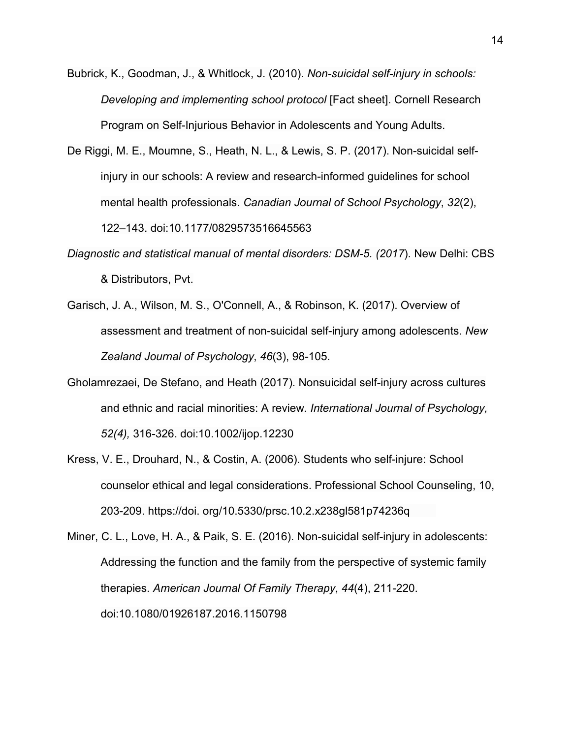Bubrick, K., Goodman, J., & Whitlock, J. (2010). *Non-suicidal self-injury in schools: Developing and implementing school protocol* [Fact sheet]. Cornell Research Program on Self-Injurious Behavior in Adolescents and Young Adults.

De Riggi, M. E., Moumne, S., Heath, N. L., & Lewis, S. P. (2017). Non-suicidal self-injury in our schools: A review and research-informed guidelines for school mental health professionals. *Canadian Journal of School Psychology*, *32*(2), 122–143. doi:10.1177/0829573516645563

*Diagnostic and statistical manual of mental disorders: DSM-5. (2017*). New Delhi: CBS & Distributors, Pvt.

Garisch, J. A., Wilson, M. S., O'Connell, A., & Robinson, K. (2017). Overview of assessment and treatment of non-suicidal self-injury among adolescents. *New Zealand Journal of Psychology*, *46*(3), 98-105.

Gholamrezaei, De Stefano, and Heath (2017). Nonsuicidal self-injury across cultures and ethnic and racial minorities: A review*. International Journal of Psychology, 52(4),* 316-326. doi:10.1002/ijop.12230

Kress, V. E., Drouhard, N., & Costin, A. (2006). Students who self-injure: School counselor ethical and legal considerations. Professional School Counseling, 10, 203-209. https://doi. org/10.5330/prsc.10.2.x238gl581p74236q

Miner, C. L., Love, H. A., & Paik, S. E. (2016). Non-suicidal self-injury in adolescents: Addressing the function and the family from the perspective of systemic family therapies. *American Journal Of Family Therapy*, *44*(4), 211-220. doi:10.1080/01926187.2016.1150798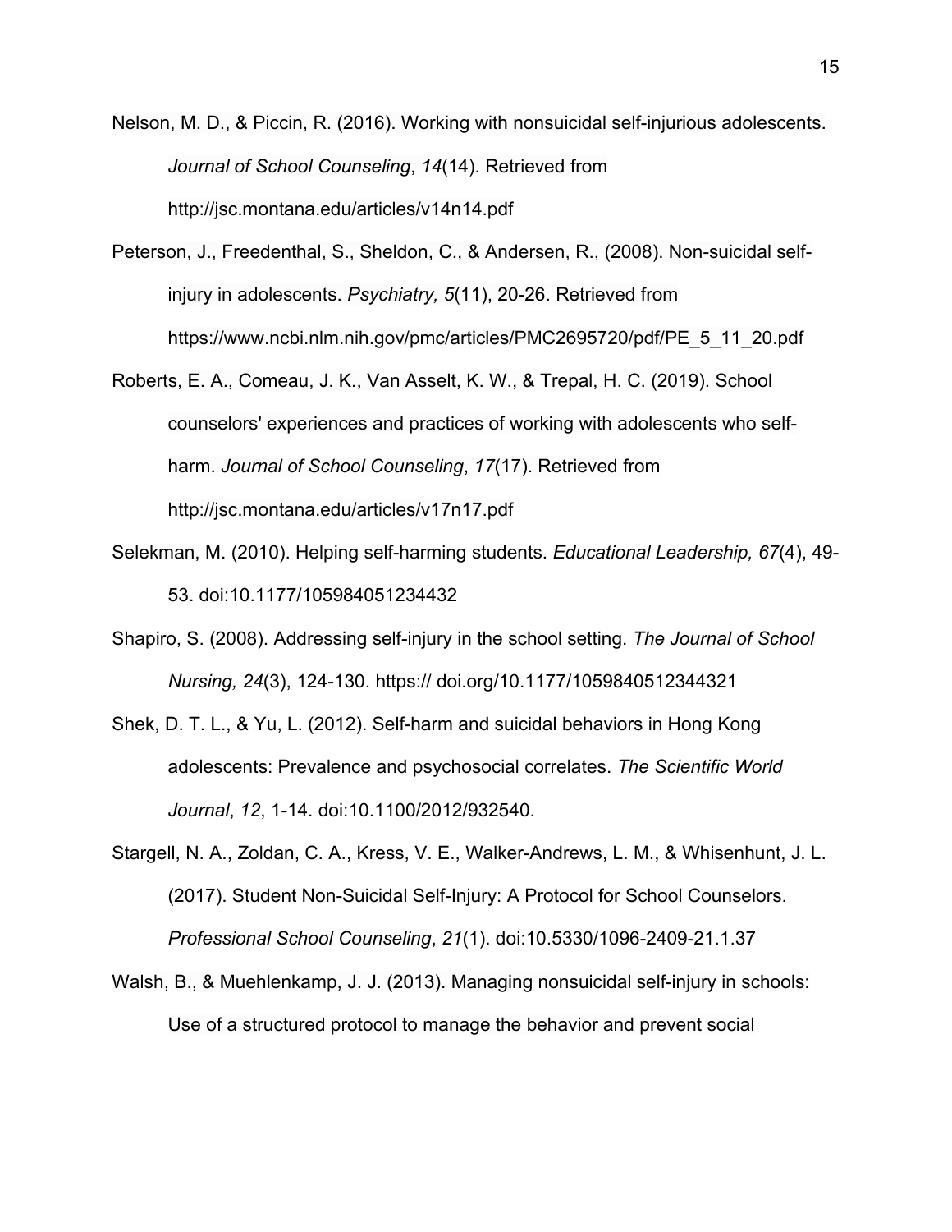Nelson, M. D., & Piccin, R. (2016). Working with nonsuicidal self-injurious adolescents. *Journal of School Counseling*, *14*(14). Retrieved from http://jsc.montana.edu/articles/v14n14.pdf

Peterson, J., Freedenthal, S., Sheldon, C., & Andersen, R., (2008). Non-suicidal self-injury in adolescents. *Psychiatry, 5*(11), 20-26. Retrieved from https://www.ncbi.nlm.nih.gov/pmc/articles/PMC2695720/pdf/PE_5_11_20.pdf

Roberts, E. A., Comeau, J. K., Van Asselt, K. W., & Trepal, H. C. (2019). School counselors' experiences and practices of working with adolescents who self-harm. *Journal of School Counseling*, *17*(17). Retrieved from http://jsc.montana.edu/articles/v17n17.pdf

Selekman, M. (2010). Helping self-harming students. *Educational Leadership, 67*(4), 49-53. doi:10.1177/105984051234432

Shapiro, S. (2008). Addressing self-injury in the school setting. *The Journal of School Nursing, 24*(3), 124-130. https:// doi.org/10.1177/1059840512344321

Shek, D. T. L., & Yu, L. (2012). Self-harm and suicidal behaviors in Hong Kong adolescents: Prevalence and psychosocial correlates. *The Scientific World Journal*, *12*, 1-14. doi:10.1100/2012/932540.

Stargell, N. A., Zoldan, C. A., Kress, V. E., Walker-Andrews, L. M., & Whisenhunt, J. L. (2017). Student Non-Suicidal Self-Injury: A Protocol for School Counselors. *Professional School Counseling*, *21*(1). doi:10.5330/1096-2409-21.1.37

Walsh, B., & Muehlenkamp, J. J. (2013). Managing nonsuicidal self-injury in schools: Use of a structured protocol to manage the behavior and prevent social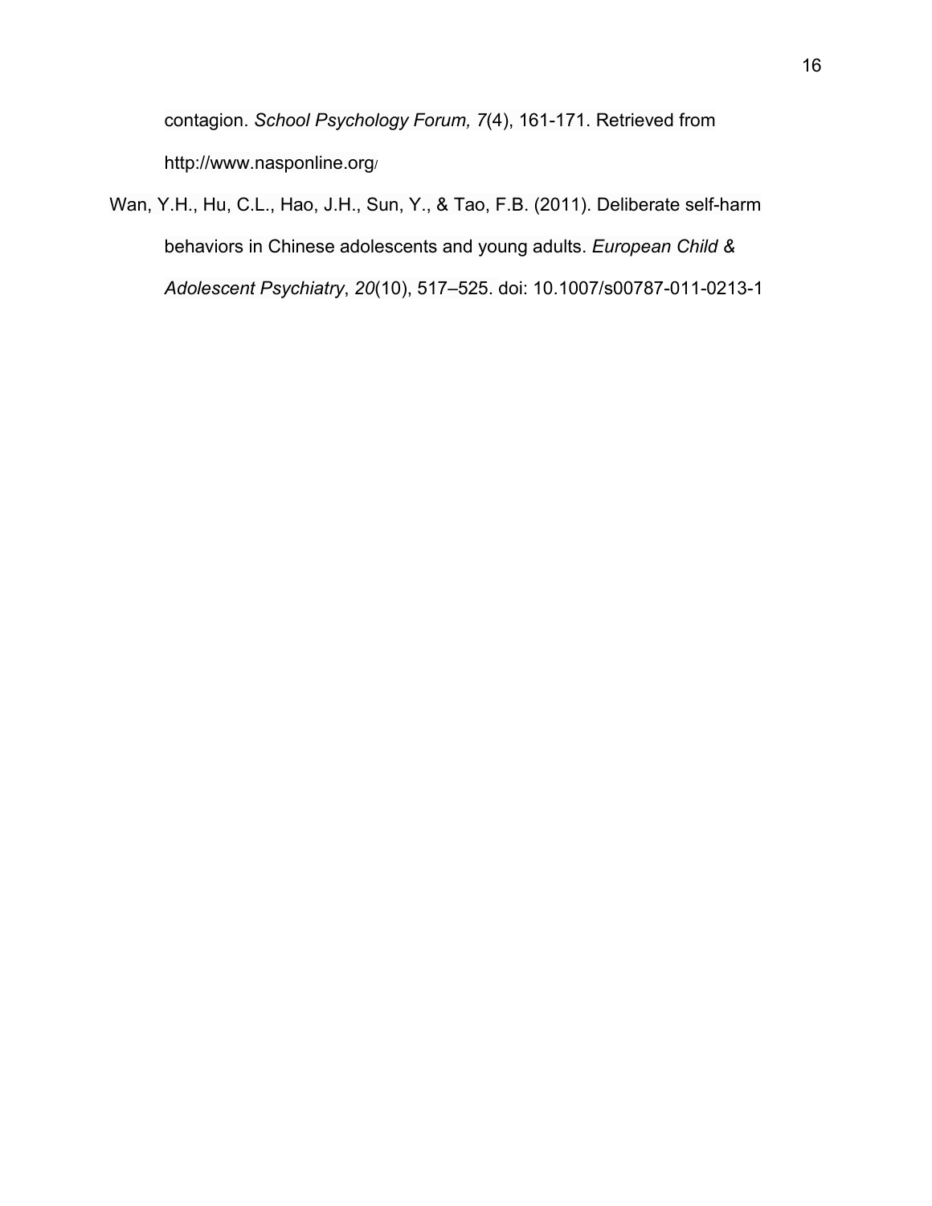contagion. *School Psychology Forum, 7*(4), 161-171. Retrieved from http://www.nasponline.org/

Wan, Y.H., Hu, C.L., Hao, J.H., Sun, Y., & Tao, F.B. (2011). Deliberate self-harm behaviors in Chinese adolescents and young adults. *European Child & Adolescent Psychiatry*, *20*(10), 517–525. doi: 10.1007/s00787-011-0213-1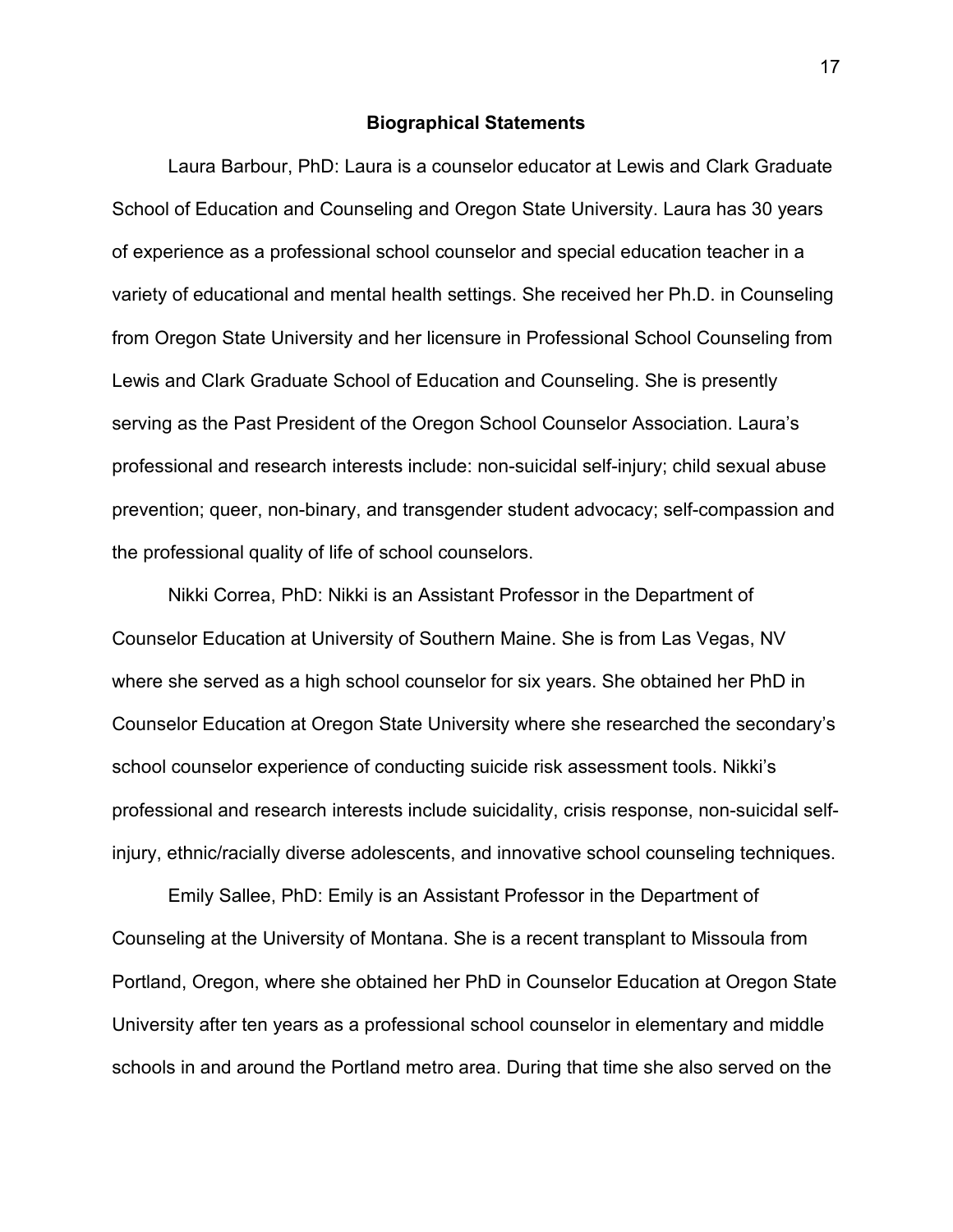## Biographical Statements

Laura Barbour, PhD: Laura is a counselor educator at Lewis and Clark Graduate School of Education and Counseling and Oregon State University. Laura has 30 years of experience as a professional school counselor and special education teacher in a variety of educational and mental health settings. She received her Ph.D. in Counseling from Oregon State University and her licensure in Professional School Counseling from Lewis and Clark Graduate School of Education and Counseling. She is presently serving as the Past President of the Oregon School Counselor Association. Laura's professional and research interests include: non-suicidal self-injury; child sexual abuse prevention; queer, non-binary, and transgender student advocacy; self-compassion and the professional quality of life of school counselors.

Nikki Correa, PhD: Nikki is an Assistant Professor in the Department of Counselor Education at University of Southern Maine. She is from Las Vegas, NV where she served as a high school counselor for six years. She obtained her PhD in Counselor Education at Oregon State University where she researched the secondary's school counselor experience of conducting suicide risk assessment tools. Nikki's professional and research interests include suicidality, crisis response, non-suicidal self-injury, ethnic/racially diverse adolescents, and innovative school counseling techniques.

Emily Sallee, PhD: Emily is an Assistant Professor in the Department of Counseling at the University of Montana. She is a recent transplant to Missoula from Portland, Oregon, where she obtained her PhD in Counselor Education at Oregon State University after ten years as a professional school counselor in elementary and middle schools in and around the Portland metro area. During that time she also served on the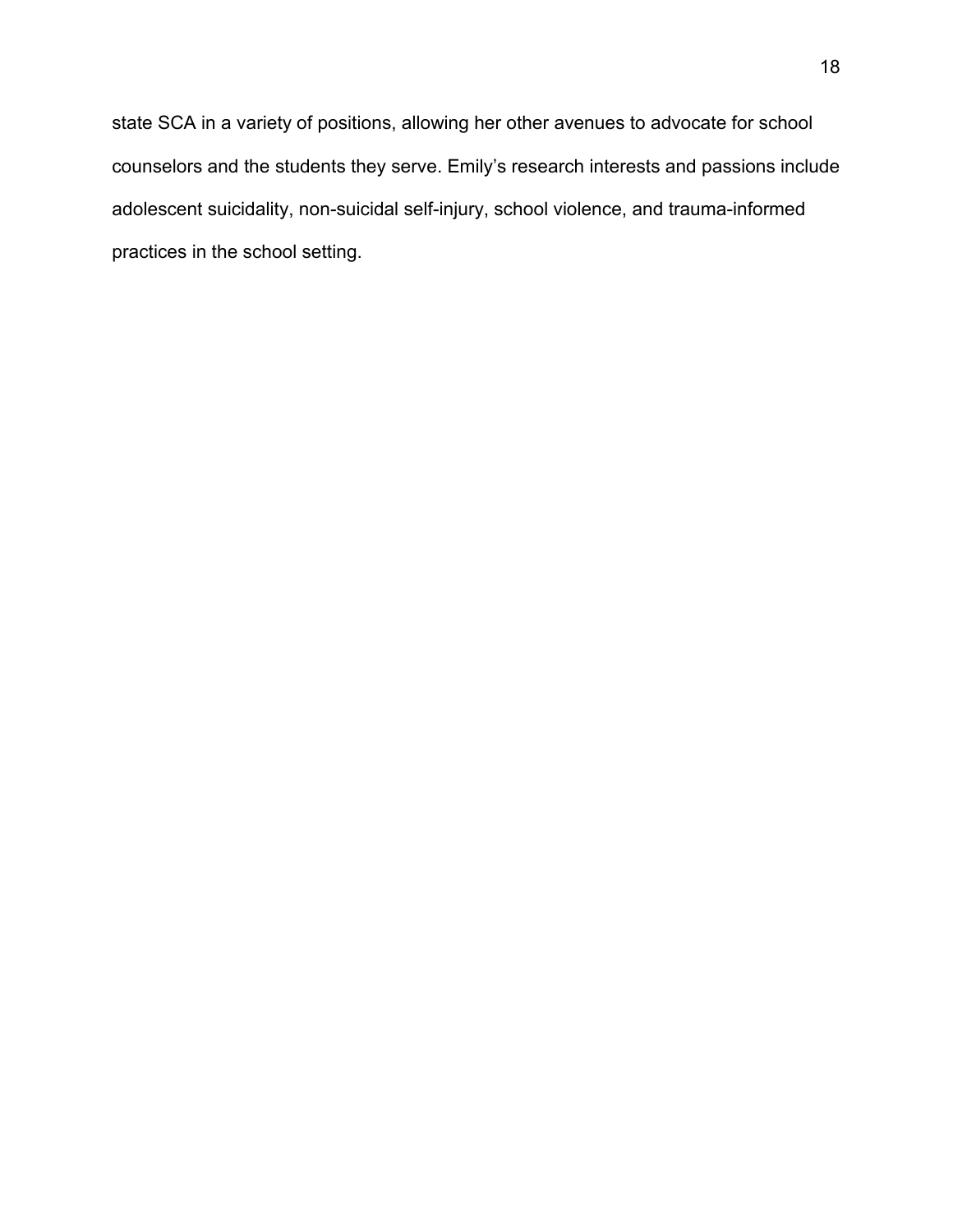state SCA in a variety of positions, allowing her other avenues to advocate for school counselors and the students they serve. Emily's research interests and passions include adolescent suicidality, non-suicidal self-injury, school violence, and trauma-informed practices in the school setting.